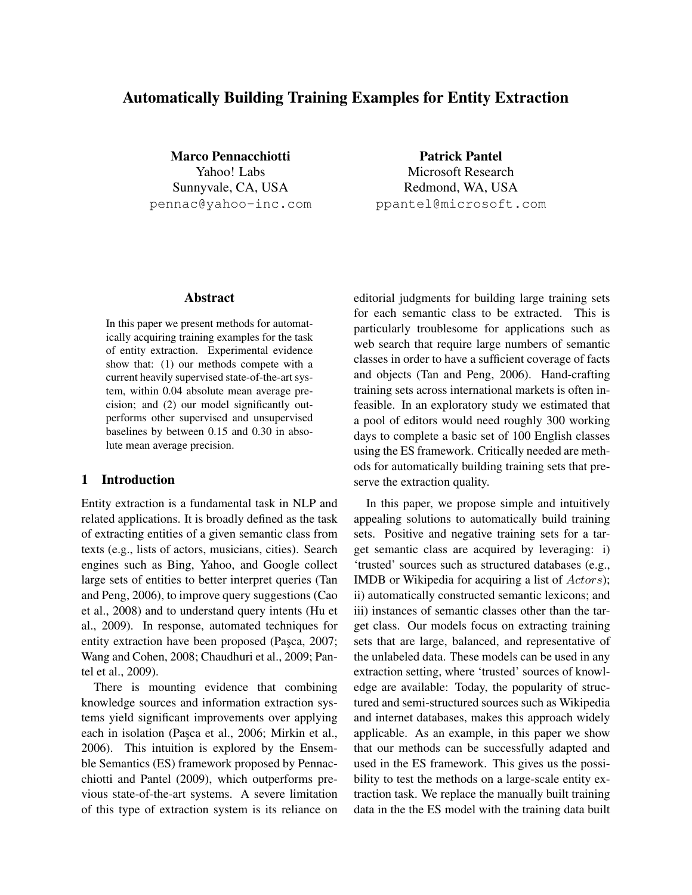# Automatically Building Training Examples for Entity Extraction

**Marco Pennacchiotti**
Yahoo! Labs
Sunnyvale, CA, USA
pennac@yahoo-inc.com

**Patrick Pantel**
Microsoft Research
Redmond, WA, USA
ppantel@microsoft.com

## Abstract

In this paper we present methods for automatically acquiring training examples for the task of entity extraction. Experimental evidence show that: (1) our methods compete with a current heavily supervised state-of-the-art system, within 0.04 absolute mean average precision; and (2) our model significantly outperforms other supervised and unsupervised baselines by between 0.15 and 0.30 in absolute mean average precision.

## 1 Introduction

Entity extraction is a fundamental task in NLP and related applications. It is broadly defined as the task of extracting entities of a given semantic class from texts (e.g., lists of actors, musicians, cities). Search engines such as Bing, Yahoo, and Google collect large sets of entities to better interpret queries (Tan and Peng, 2006), to improve query suggestions (Cao et al., 2008) and to understand query intents (Hu et al., 2009). In response, automated techniques for entity extraction have been proposed (Paşca, 2007; Wang and Cohen, 2008; Chaudhuri et al., 2009; Pantel et al., 2009).

There is mounting evidence that combining knowledge sources and information extraction systems yield significant improvements over applying each in isolation (Paşca et al., 2006; Mirkin et al., 2006). This intuition is explored by the Ensemble Semantics (ES) framework proposed by Pennacchiotti and Pantel (2009), which outperforms previous state-of-the-art systems. A severe limitation of this type of extraction system is its reliance on editorial judgments for building large training sets for each semantic class to be extracted. This is particularly troublesome for applications such as web search that require large numbers of semantic classes in order to have a sufficient coverage of facts and objects (Tan and Peng, 2006). Hand-crafting training sets across international markets is often infeasible. In an exploratory study we estimated that a pool of editors would need roughly 300 working days to complete a basic set of 100 English classes using the ES framework. Critically needed are methods for automatically building training sets that preserve the extraction quality.

In this paper, we propose simple and intuitively appealing solutions to automatically build training sets. Positive and negative training sets for a target semantic class are acquired by leveraging: i) 'trusted' sources such as structured databases (e.g., IMDB or Wikipedia for acquiring a list of *Actors*); ii) automatically constructed semantic lexicons; and iii) instances of semantic classes other than the target class. Our models focus on extracting training sets that are large, balanced, and representative of the unlabeled data. These models can be used in any extraction setting, where 'trusted' sources of knowledge are available: Today, the popularity of structured and semi-structured sources such as Wikipedia and internet databases, makes this approach widely applicable. As an example, in this paper we show that our methods can be successfully adapted and used in the ES framework. This gives us the possibility to test the methods on a large-scale entity extraction task. We replace the manually built training data in the the ES model with the training data built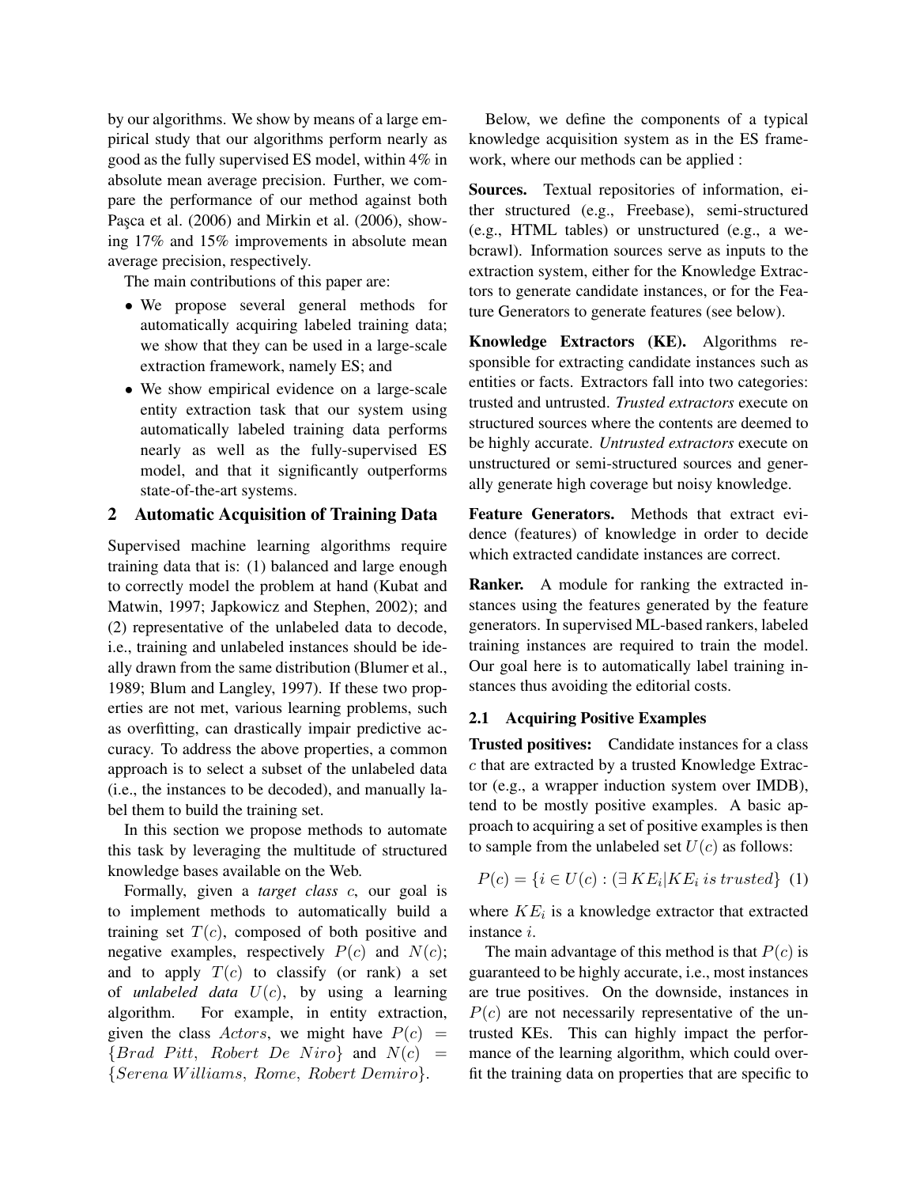by our algorithms. We show by means of a large empirical study that our algorithms perform nearly as good as the fully supervised ES model, within 4% in absolute mean average precision. Further, we compare the performance of our method against both Paşca et al. (2006) and Mirkin et al. (2006), showing 17% and 15% improvements in absolute mean average precision, respectively.

The main contributions of this paper are:

- We propose several general methods for automatically acquiring labeled training data; we show that they can be used in a large-scale extraction framework, namely ES; and
- We show empirical evidence on a large-scale entity extraction task that our system using automatically labeled training data performs nearly as well as the fully-supervised ES model, and that it significantly outperforms state-of-the-art systems.

## 2 Automatic Acquisition of Training Data

Supervised machine learning algorithms require training data that is: (1) balanced and large enough to correctly model the problem at hand (Kubat and Matwin, 1997; Japkowicz and Stephen, 2002); and (2) representative of the unlabeled data to decode, i.e., training and unlabeled instances should be ideally drawn from the same distribution (Blumer et al., 1989; Blum and Langley, 1997). If these two properties are not met, various learning problems, such as overfitting, can drastically impair predictive accuracy. To address the above properties, a common approach is to select a subset of the unlabeled data (i.e., the instances to be decoded), and manually label them to build the training set.

In this section we propose methods to automate this task by leveraging the multitude of structured knowledge bases available on the Web.

Formally, given a *target class* $c$, our goal is to implement methods to automatically build a training set $T(c)$, composed of both positive and negative examples, respectively $P(c)$ and $N(c)$; and to apply $T(c)$ to classify (or rank) a set of *unlabeled data* $U(c)$, by using a learning algorithm. For example, in entity extraction, given the class $Actors$, we might have $P(c) = \{Brad\ Pitt,\ Robert\ De\ Niro\}$ and $N(c) = \{Serena\,Williams,\ Rome,\ Robert\ Demiro\}$.

Below, we define the components of a typical knowledge acquisition system as in the ES framework, where our methods can be applied :

**Sources.** Textual repositories of information, either structured (e.g., Freebase), semi-structured (e.g., HTML tables) or unstructured (e.g., a webcrawl). Information sources serve as inputs to the extraction system, either for the Knowledge Extractors to generate candidate instances, or for the Feature Generators to generate features (see below).

**Knowledge Extractors (KE).** Algorithms responsible for extracting candidate instances such as entities or facts. Extractors fall into two categories: trusted and untrusted. *Trusted extractors* execute on structured sources where the contents are deemed to be highly accurate. *Untrusted extractors* execute on unstructured or semi-structured sources and generally generate high coverage but noisy knowledge.

**Feature Generators.** Methods that extract evidence (features) of knowledge in order to decide which extracted candidate instances are correct.

**Ranker.** A module for ranking the extracted instances using the features generated by the feature generators. In supervised ML-based rankers, labeled training instances are required to train the model. Our goal here is to automatically label training instances thus avoiding the editorial costs.

### 2.1 Acquiring Positive Examples

**Trusted positives:** Candidate instances for a class $c$ that are extracted by a trusted Knowledge Extractor (e.g., a wrapper induction system over IMDB), tend to be mostly positive examples. A basic approach to acquiring a set of positive examples is then to sample from the unlabeled set $U(c)$ as follows:

$$P(c) = \{i \in U(c) : (\exists\, KE_i | KE_i\ is\ trusted\} \quad (1)$$

where $KE_i$ is a knowledge extractor that extracted instance $i$.

The main advantage of this method is that $P(c)$ is guaranteed to be highly accurate, i.e., most instances are true positives. On the downside, instances in $P(c)$ are not necessarily representative of the untrusted KEs. This can highly impact the performance of the learning algorithm, which could overfit the training data on properties that are specific to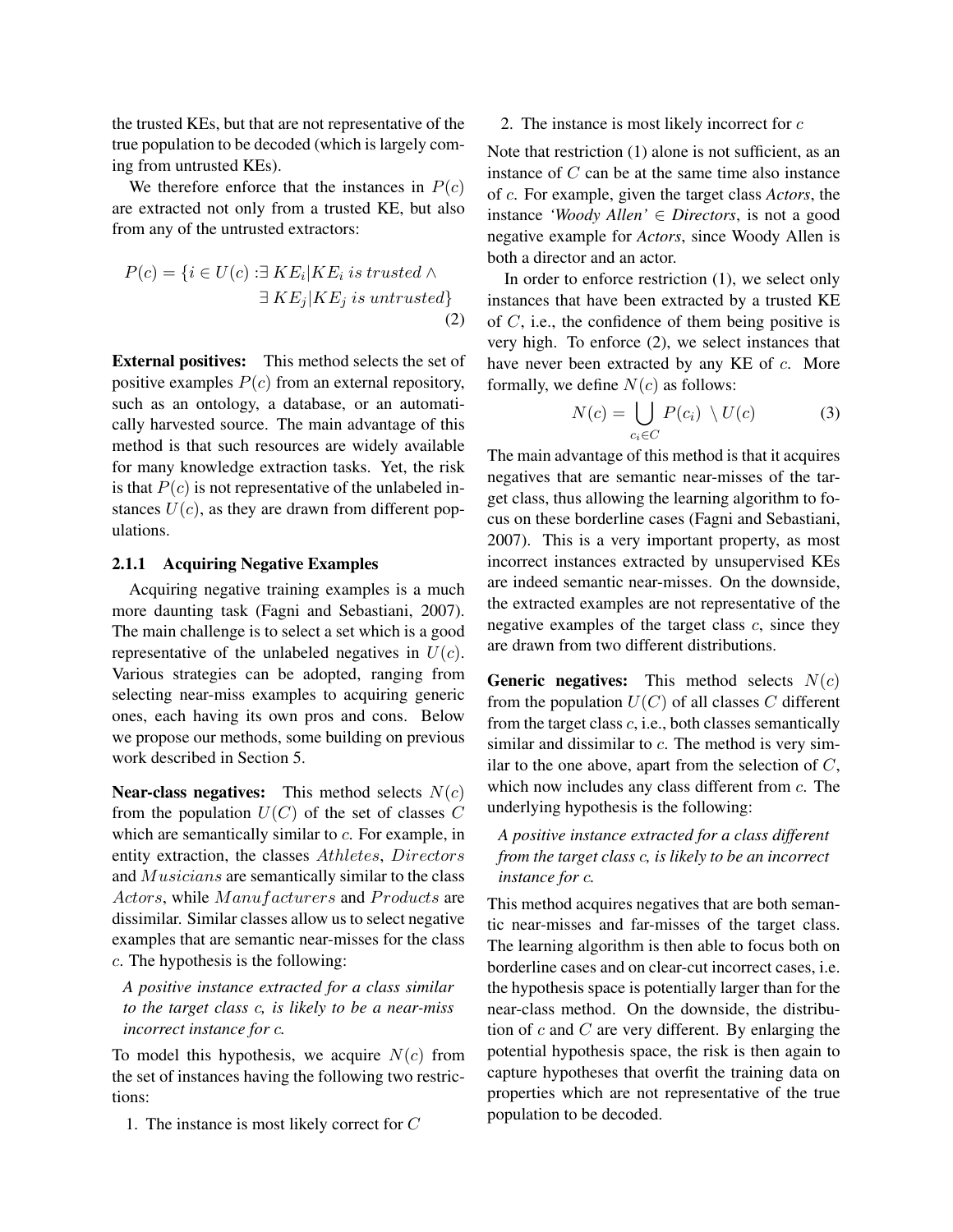the trusted KEs, but that are not representative of the true population to be decoded (which is largely coming from untrusted KEs).

We therefore enforce that the instances in $P(c)$ are extracted not only from a trusted KE, but also from any of the untrusted extractors:

$$P(c) = \{i \in U(c) : \exists\, KE_i | KE_i \textit{ is trusted} \wedge \exists\, KE_j | KE_j \textit{ is untrusted}\} \quad (2)$$

**External positives:** This method selects the set of positive examples $P(c)$ from an external repository, such as an ontology, a database, or an automatically harvested source. The main advantage of this method is that such resources are widely available for many knowledge extraction tasks. Yet, the risk is that $P(c)$ is not representative of the unlabeled instances $U(c)$, as they are drawn from different populations.

#### 2.1.1 Acquiring Negative Examples

Acquiring negative training examples is a much more daunting task (Fagni and Sebastiani, 2007). The main challenge is to select a set which is a good representative of the unlabeled negatives in $U(c)$. Various strategies can be adopted, ranging from selecting near-miss examples to acquiring generic ones, each having its own pros and cons. Below we propose our methods, some building on previous work described in Section 5.

**Near-class negatives:** This method selects $N(c)$ from the population $U(C)$ of the set of classes $C$ which are semantically similar to $c$. For example, in entity extraction, the classes $Athletes$, $Directors$ and $Musicians$ are semantically similar to the class $Actors$, while $Manufacturers$ and $Products$ are dissimilar. Similar classes allow us to select negative examples that are semantic near-misses for the class $c$. The hypothesis is the following:

*A positive instance extracted for a class similar to the target class c, is likely to be a near-miss incorrect instance for c.*

To model this hypothesis, we acquire $N(c)$ from the set of instances having the following two restrictions:

1. The instance is most likely correct for $C$
2. The instance is most likely incorrect for $c$

Note that restriction (1) alone is not sufficient, as an instance of $C$ can be at the same time also instance of $c$. For example, given the target class *Actors*, the instance *'Woody Allen'* $\in$ *Directors*, is not a good negative example for *Actors*, since Woody Allen is both a director and an actor.

In order to enforce restriction (1), we select only instances that have been extracted by a trusted KE of $C$, i.e., the confidence of them being positive is very high. To enforce (2), we select instances that have never been extracted by any KE of $c$. More formally, we define $N(c)$ as follows:

$$N(c) = \bigcup_{c_i \in C} P(c_i) \setminus U(c) \quad (3)$$

The main advantage of this method is that it acquires negatives that are semantic near-misses of the target class, thus allowing the learning algorithm to focus on these borderline cases (Fagni and Sebastiani, 2007). This is a very important property, as most incorrect instances extracted by unsupervised KEs are indeed semantic near-misses. On the downside, the extracted examples are not representative of the negative examples of the target class $c$, since they are drawn from two different distributions.

**Generic negatives:** This method selects $N(c)$ from the population $U(C)$ of all classes $C$ different from the target class $c$, i.e., both classes semantically similar and dissimilar to $c$. The method is very similar to the one above, apart from the selection of $C$, which now includes any class different from $c$. The underlying hypothesis is the following:

*A positive instance extracted for a class different from the target class c, is likely to be an incorrect instance for c.*

This method acquires negatives that are both semantic near-misses and far-misses of the target class. The learning algorithm is then able to focus both on borderline cases and on clear-cut incorrect cases, i.e. the hypothesis space is potentially larger than for the near-class method. On the downside, the distribution of $c$ and $C$ are very different. By enlarging the potential hypothesis space, the risk is then again to capture hypotheses that overfit the training data on properties which are not representative of the true population to be decoded.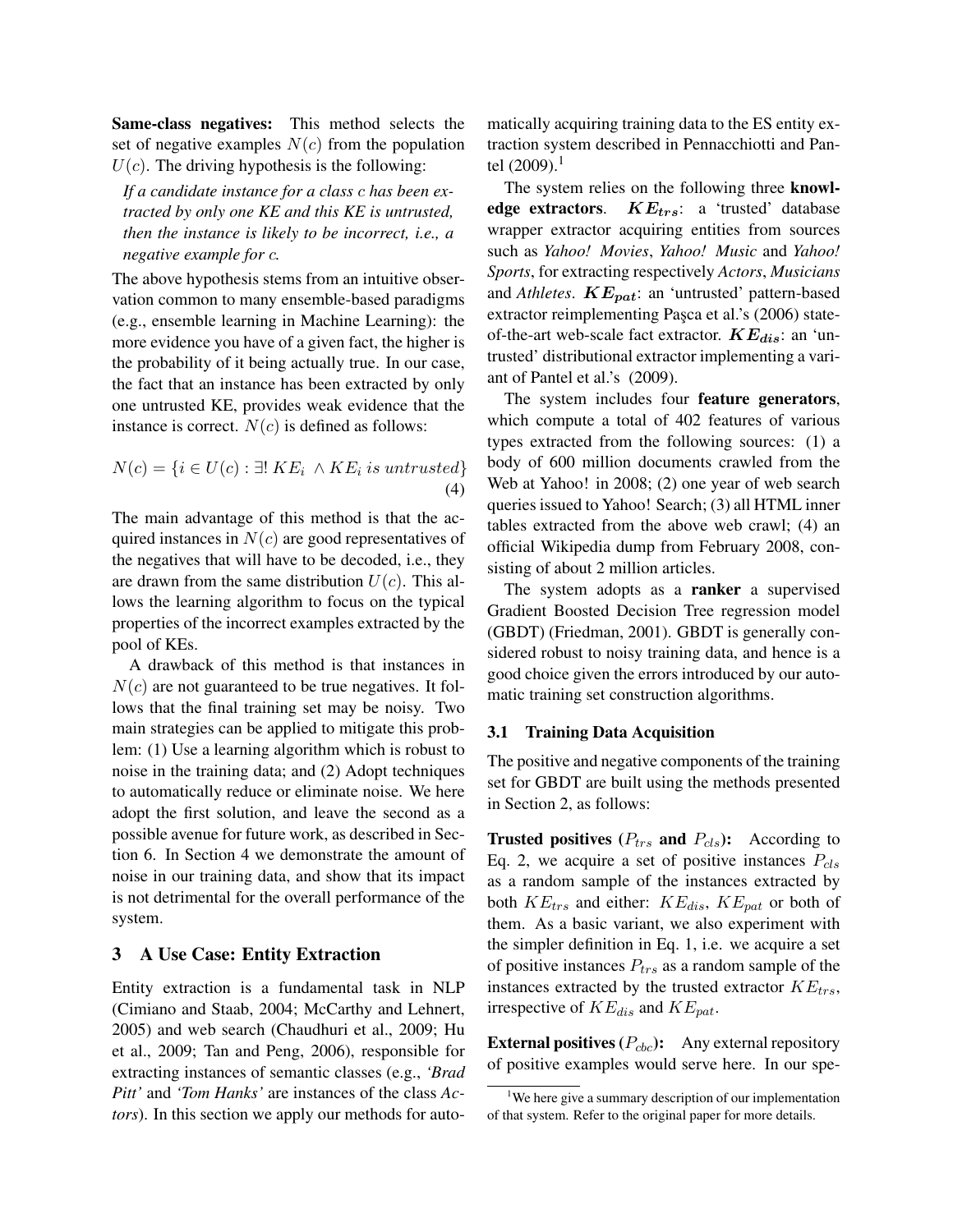**Same-class negatives:** This method selects the set of negative examples $N(c)$ from the population $U(c)$. The driving hypothesis is the following:

*If a candidate instance for a class $c$ has been extracted by only one KE and this KE is untrusted, then the instance is likely to be incorrect, i.e., a negative example for $c$.*

The above hypothesis stems from an intuitive observation common to many ensemble-based paradigms (e.g., ensemble learning in Machine Learning): the more evidence you have of a given fact, the higher is the probability of it being actually true. In our case, the fact that an instance has been extracted by only one untrusted KE, provides weak evidence that the instance is correct. $N(c)$ is defined as follows:

$$N(c) = \{i \in U(c) : \exists!\, KE_i \wedge KE_i \text{ is untrusted}\} \quad (4)$$

The main advantage of this method is that the acquired instances in $N(c)$ are good representatives of the negatives that will have to be decoded, i.e., they are drawn from the same distribution $U(c)$. This allows the learning algorithm to focus on the typical properties of the incorrect examples extracted by the pool of KEs.

A drawback of this method is that instances in $N(c)$ are not guaranteed to be true negatives. It follows that the final training set may be noisy. Two main strategies can be applied to mitigate this problem: (1) Use a learning algorithm which is robust to noise in the training data; and (2) Adopt techniques to automatically reduce or eliminate noise. We here adopt the first solution, and leave the second as a possible avenue for future work, as described in Section 6. In Section 4 we demonstrate the amount of noise in our training data, and show that its impact is not detrimental for the overall performance of the system.

## 3 A Use Case: Entity Extraction

Entity extraction is a fundamental task in NLP (Cimiano and Staab, 2004; McCarthy and Lehnert, 2005) and web search (Chaudhuri et al., 2009; Hu et al., 2009; Tan and Peng, 2006), responsible for extracting instances of semantic classes (e.g., *'Brad Pitt'* and *'Tom Hanks'* are instances of the class *Actors*). In this section we apply our methods for automatically acquiring training data to the ES entity extraction system described in Pennacchiotti and Pantel (2009).[1]

The system relies on the following three **knowledge extractors**. $\boldsymbol{KE_{trs}}$: a 'trusted' database wrapper extractor acquiring entities from sources such as *Yahoo! Movies*, *Yahoo! Music* and *Yahoo! Sports*, for extracting respectively *Actors*, *Musicians* and *Athletes*. $\boldsymbol{KE_{pat}}$: an 'untrusted' pattern-based extractor reimplementing Paşca et al.'s (2006) state-of-the-art web-scale fact extractor. $\boldsymbol{KE_{dis}}$: an 'untrusted' distributional extractor implementing a variant of Pantel et al.'s (2009).

The system includes four **feature generators**, which compute a total of 402 features of various types extracted from the following sources: (1) a body of 600 million documents crawled from the Web at Yahoo! in 2008; (2) one year of web search queries issued to Yahoo! Search; (3) all HTML inner tables extracted from the above web crawl; (4) an official Wikipedia dump from February 2008, consisting of about 2 million articles.

The system adopts as a **ranker** a supervised Gradient Boosted Decision Tree regression model (GBDT) (Friedman, 2001). GBDT is generally considered robust to noisy training data, and hence is a good choice given the errors introduced by our automatic training set construction algorithms.

### 3.1 Training Data Acquisition

The positive and negative components of the training set for GBDT are built using the methods presented in Section 2, as follows:

**Trusted positives ($P_{trs}$ and $P_{cls}$):** According to Eq. 2, we acquire a set of positive instances $P_{cls}$ as a random sample of the instances extracted by both $KE_{trs}$ and either: $KE_{dis}$, $KE_{pat}$ or both of them. As a basic variant, we also experiment with the simpler definition in Eq. 1, i.e. we acquire a set of positive instances $P_{trs}$ as a random sample of the instances extracted by the trusted extractor $KE_{trs}$, irrespective of $KE_{dis}$ and $KE_{pat}$.

**External positives ($P_{cbc}$):** Any external repository of positive examples would serve here. In our spe-

[1] We here give a summary description of our implementation of that system. Refer to the original paper for more details.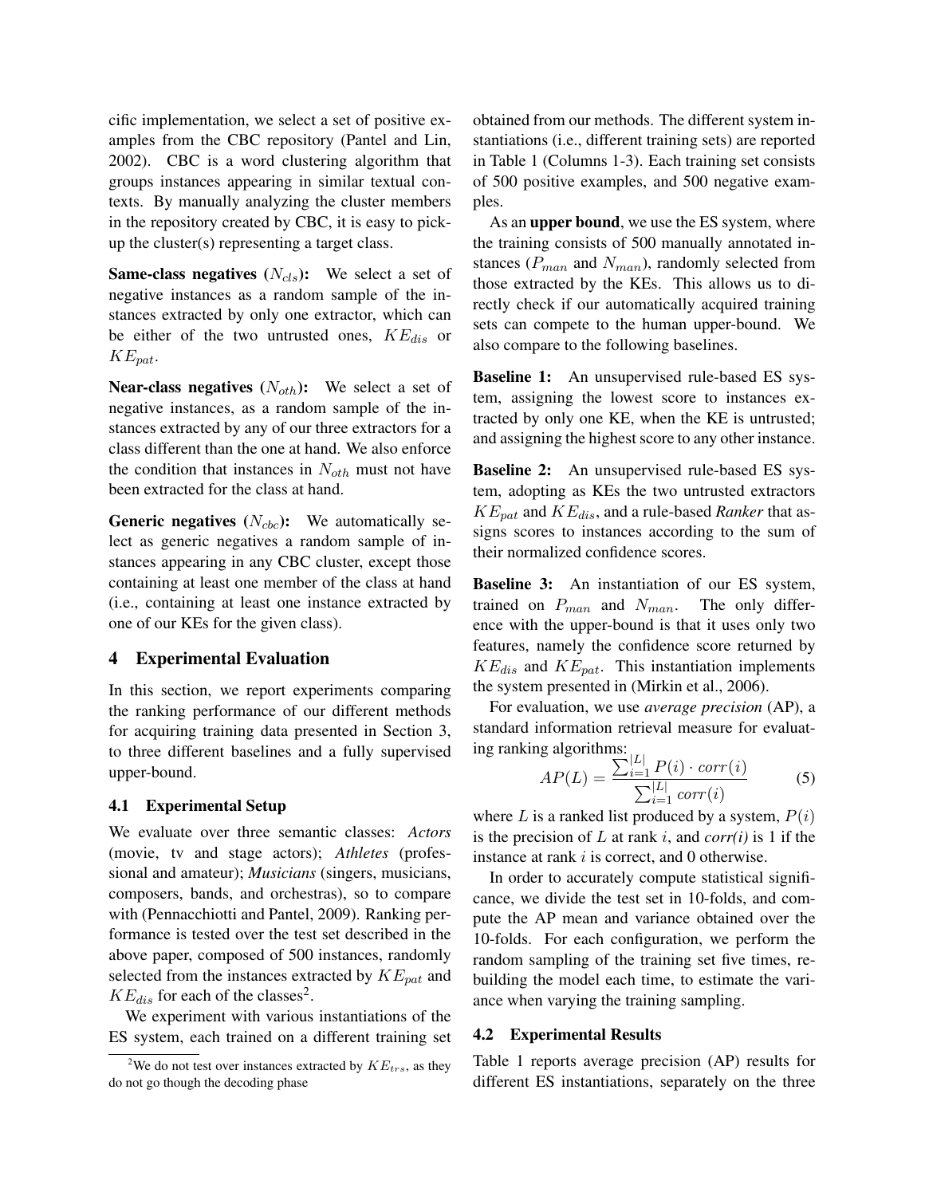cific implementation, we select a set of positive examples from the CBC repository (Pantel and Lin, 2002). CBC is a word clustering algorithm that groups instances appearing in similar textual contexts. By manually analyzing the cluster members in the repository created by CBC, it is easy to pick-up the cluster(s) representing a target class.

**Same-class negatives ($N_{cls}$):** We select a set of negative instances as a random sample of the instances extracted by only one extractor, which can be either of the two untrusted ones, $KE_{dis}$ or $KE_{pat}$.

**Near-class negatives ($N_{oth}$):** We select a set of negative instances, as a random sample of the instances extracted by any of our three extractors for a class different than the one at hand. We also enforce the condition that instances in $N_{oth}$ must not have been extracted for the class at hand.

**Generic negatives ($N_{cbc}$):** We automatically select as generic negatives a random sample of instances appearing in any CBC cluster, except those containing at least one member of the class at hand (i.e., containing at least one instance extracted by one of our KEs for the given class).

## 4 Experimental Evaluation

In this section, we report experiments comparing the ranking performance of our different methods for acquiring training data presented in Section 3, to three different baselines and a fully supervised upper-bound.

### 4.1 Experimental Setup

We evaluate over three semantic classes: *Actors* (movie, tv and stage actors); *Athletes* (professional and amateur); *Musicians* (singers, musicians, composers, bands, and orchestras), so to compare with (Pennacchiotti and Pantel, 2009). Ranking performance is tested over the test set described in the above paper, composed of 500 instances, randomly selected from the instances extracted by $KE_{pat}$ and $KE_{dis}$ for each of the classes[2].

We experiment with various instantiations of the ES system, each trained on a different training set obtained from our methods. The different system instantiations (i.e., different training sets) are reported in Table 1 (Columns 1-3). Each training set consists of 500 positive examples, and 500 negative examples.

As an **upper bound**, we use the ES system, where the training consists of 500 manually annotated instances ($P_{man}$ and $N_{man}$), randomly selected from those extracted by the KEs. This allows us to directly check if our automatically acquired training sets can compete to the human upper-bound. We also compare to the following baselines.

**Baseline 1:** An unsupervised rule-based ES system, assigning the lowest score to instances extracted by only one KE, when the KE is untrusted; and assigning the highest score to any other instance.

**Baseline 2:** An unsupervised rule-based ES system, adopting as KEs the two untrusted extractors $KE_{pat}$ and $KE_{dis}$, and a rule-based *Ranker* that assigns scores to instances according to the sum of their normalized confidence scores.

**Baseline 3:** An instantiation of our ES system, trained on $P_{man}$ and $N_{man}$. The only difference with the upper-bound is that it uses only two features, namely the confidence score returned by $KE_{dis}$ and $KE_{pat}$. This instantiation implements the system presented in (Mirkin et al., 2006).

For evaluation, we use *average precision* (AP), a standard information retrieval measure for evaluating ranking algorithms:

$$AP(L) = \frac{\sum_{i=1}^{|L|} P(i) \cdot corr(i)}{\sum_{i=1}^{|L|} corr(i)} \tag{5}$$

where $L$ is a ranked list produced by a system, $P(i)$ is the precision of $L$ at rank $i$, and *corr(i)* is 1 if the instance at rank $i$ is correct, and 0 otherwise.

In order to accurately compute statistical significance, we divide the test set in 10-folds, and compute the AP mean and variance obtained over the 10-folds. For each configuration, we perform the random sampling of the training set five times, rebuilding the model each time, to estimate the variance when varying the training sampling.

### 4.2 Experimental Results

Table 1 reports average precision (AP) results for different ES instantiations, separately on the three

[2] We do not test over instances extracted by $KE_{trs}$, as they do not go though the decoding phase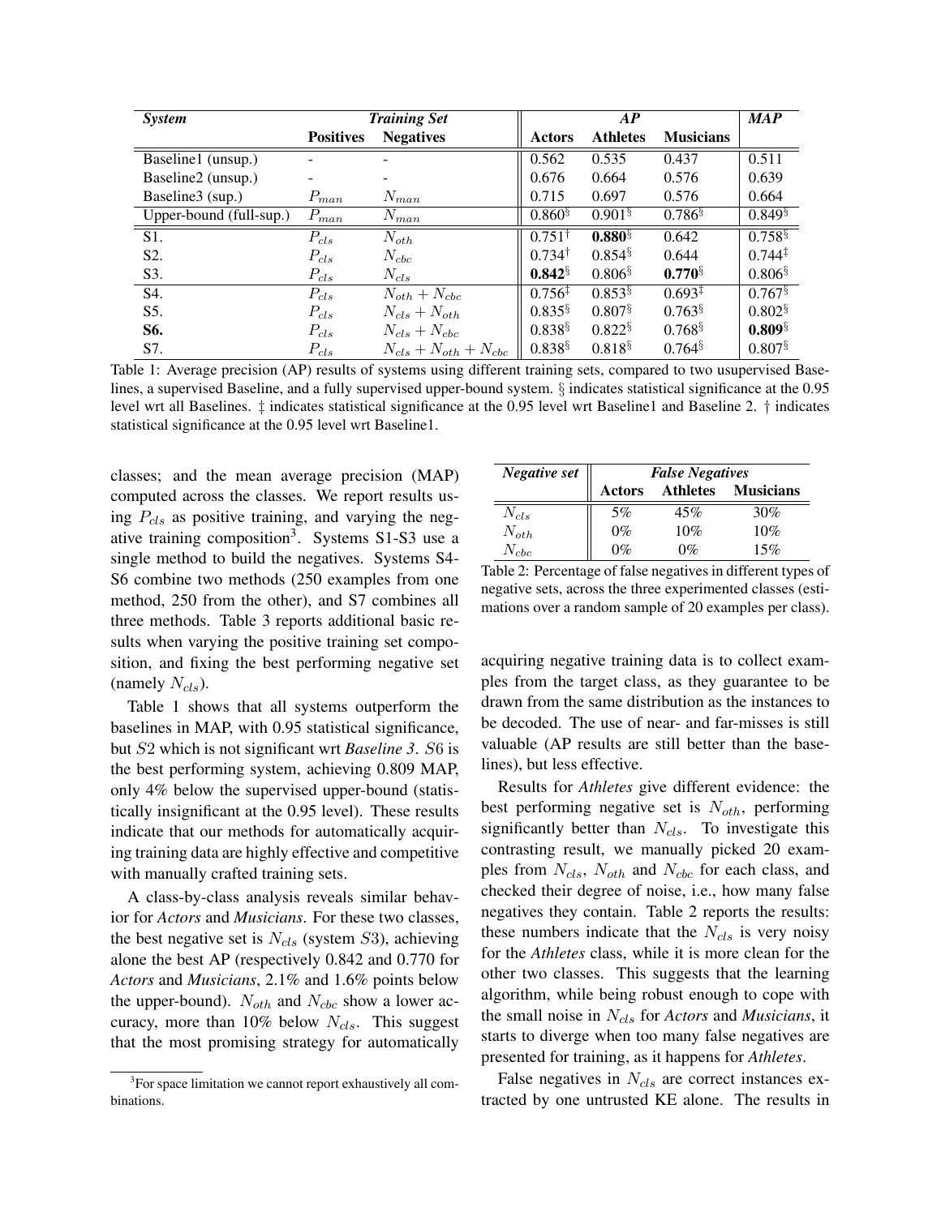| *System* | *Training Set* | | *AP* | | | *MAP* |
|---|---|---|---|---|---|---|
| | **Positives** | **Negatives** | **Actors** | **Athletes** | **Musicians** | |
| Baseline1 (unsup.) | - | - | 0.562 | 0.535 | 0.437 | 0.511 |
| Baseline2 (unsup.) | - | - | 0.676 | 0.664 | 0.576 | 0.639 |
| Baseline3 (sup.) | $P_{man}$ | $N_{man}$ | 0.715 | 0.697 | 0.576 | 0.664 |
| Upper-bound (full-sup.) | $P_{man}$ | $N_{man}$ | 0.860$^{§}$ | 0.901$^{§}$ | 0.786$^{§}$ | 0.849$^{§}$ |
| S1. | $P_{cls}$ | $N_{oth}$ | 0.751$^{†}$ | **0.880**$^{§}$ | 0.642 | 0.758$^{§}$ |
| S2. | $P_{cls}$ | $N_{cbc}$ | 0.734$^{†}$ | 0.854$^{§}$ | 0.644 | 0.744$^{‡}$ |
| S3. | $P_{cls}$ | $N_{cls}$ | **0.842**$^{§}$ | 0.806$^{§}$ | **0.770**$^{§}$ | 0.806$^{§}$ |
| S4. | $P_{cls}$ | $N_{oth} + N_{cbc}$ | 0.756$^{‡}$ | 0.853$^{§}$ | 0.693$^{‡}$ | 0.767$^{§}$ |
| S5. | $P_{cls}$ | $N_{cls} + N_{oth}$ | 0.835$^{§}$ | 0.807$^{§}$ | 0.763$^{§}$ | 0.802$^{§}$ |
| **S6.** | $P_{cls}$ | $N_{cls} + N_{cbc}$ | 0.838$^{§}$ | 0.822$^{§}$ | 0.768$^{§}$ | **0.809**$^{§}$ |
| S7. | $P_{cls}$ | $N_{cls} + N_{oth} + N_{cbc}$ | 0.838$^{§}$ | 0.818$^{§}$ | 0.764$^{§}$ | 0.807$^{§}$ |

Table 1: Average precision (AP) results of systems using different training sets, compared to two usupervised Baselines, a supervised Baseline, and a fully supervised upper-bound system. § indicates statistical significance at the 0.95 level wrt all Baselines. ‡ indicates statistical significance at the 0.95 level wrt Baseline1 and Baseline 2. † indicates statistical significance at the 0.95 level wrt Baseline1.

classes; and the mean average precision (MAP) computed across the classes. We report results using $P_{cls}$ as positive training, and varying the negative training composition[3]. Systems S1-S3 use a single method to build the negatives. Systems S4-S6 combine two methods (250 examples from one method, 250 from the other), and S7 combines all three methods. Table 3 reports additional basic results when varying the positive training set composition, and fixing the best performing negative set (namely $N_{cls}$).

Table 1 shows that all systems outperform the baselines in MAP, with 0.95 statistical significance, but $S2$ which is not significant wrt *Baseline 3*. $S6$ is the best performing system, achieving 0.809 MAP, only 4% below the supervised upper-bound (statistically insignificant at the 0.95 level). These results indicate that our methods for automatically acquiring training data are highly effective and competitive with manually crafted training sets.

A class-by-class analysis reveals similar behavior for *Actors* and *Musicians*. For these two classes, the best negative set is $N_{cls}$ (system $S3$), achieving alone the best AP (respectively 0.842 and 0.770 for *Actors* and *Musicians*, 2.1% and 1.6% points below the upper-bound). $N_{oth}$ and $N_{cbc}$ show a lower accuracy, more than 10% below $N_{cls}$. This suggest that the most promising strategy for automatically acquiring negative training data is to collect examples from the target class, as they guarantee to be drawn from the same distribution as the instances to be decoded. The use of near- and far-misses is still valuable (AP results are still better than the baselines), but less effective.

| *Negative set* | *False Negatives* | | |
|---|---|---|---|
| | **Actors** | **Athletes** | **Musicians** |
| $N_{cls}$ | 5% | 45% | 30% |
| $N_{oth}$ | 0% | 10% | 10% |
| $N_{cbc}$ | 0% | 0% | 15% |

Table 2: Percentage of false negatives in different types of negative sets, across the three experimented classes (estimations over a random sample of 20 examples per class).

Results for *Athletes* give different evidence: the best performing negative set is $N_{oth}$, performing significantly better than $N_{cls}$. To investigate this contrasting result, we manually picked 20 examples from $N_{cls}$, $N_{oth}$ and $N_{cbc}$ for each class, and checked their degree of noise, i.e., how many false negatives they contain. Table 2 reports the results: these numbers indicate that the $N_{cls}$ is very noisy for the *Athletes* class, while it is more clean for the other two classes. This suggests that the learning algorithm, while being robust enough to cope with the small noise in $N_{cls}$ for *Actors* and *Musicians*, it starts to diverge when too many false negatives are presented for training, as it happens for *Athletes*.

False negatives in $N_{cls}$ are correct instances extracted by one untrusted KE alone. The results in

[3]For space limitation we cannot report exhaustively all combinations.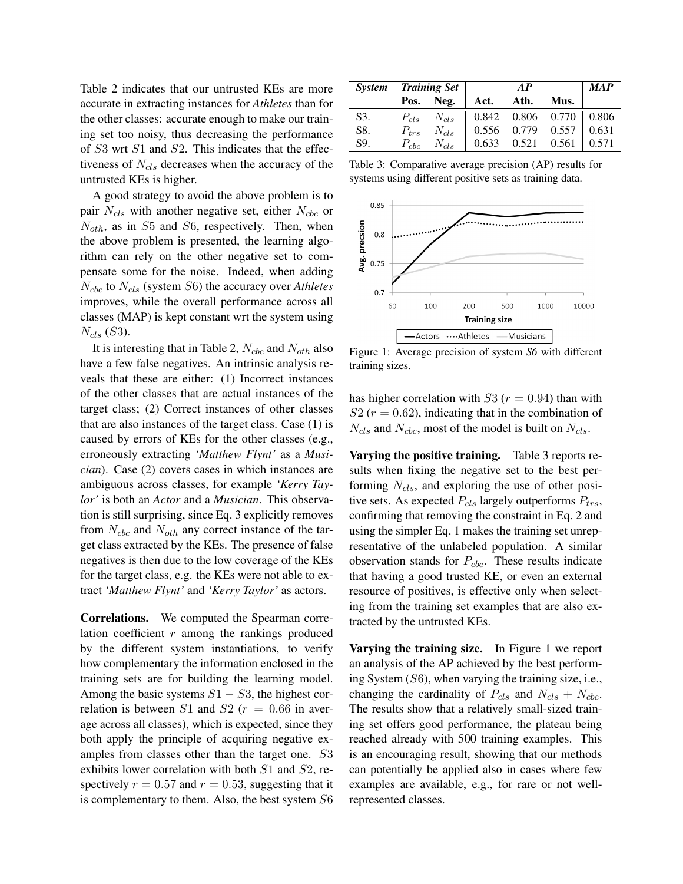Table 2 indicates that our untrusted KEs are more accurate in extracting instances for *Athletes* than for the other classes: accurate enough to make our training set too noisy, thus decreasing the performance of $S3$ wrt $S1$ and $S2$. This indicates that the effectiveness of $N_{cls}$ decreases when the accuracy of the untrusted KEs is higher.

A good strategy to avoid the above problem is to pair $N_{cls}$ with another negative set, either $N_{cbc}$ or $N_{oth}$, as in $S5$ and $S6$, respectively. Then, when the above problem is presented, the learning algorithm can rely on the other negative set to compensate some for the noise. Indeed, when adding $N_{cbc}$ to $N_{cls}$ (system $S6$) the accuracy over *Athletes* improves, while the overall performance across all classes (MAP) is kept constant wrt the system using $N_{cls}$ ($S3$).

It is interesting that in Table 2, $N_{cbc}$ and $N_{oth}$ also have a few false negatives. An intrinsic analysis reveals that these are either: (1) Incorrect instances of the other classes that are actual instances of the target class; (2) Correct instances of other classes that are also instances of the target class. Case (1) is caused by errors of KEs for the other classes (e.g., erroneously extracting *'Matthew Flynt'* as a *Musician*). Case (2) covers cases in which instances are ambiguous across classes, for example *'Kerry Taylor'* is both an *Actor* and a *Musician*. This observation is still surprising, since Eq. 3 explicitly removes from $N_{cbc}$ and $N_{oth}$ any correct instance of the target class extracted by the KEs. The presence of false negatives is then due to the low coverage of the KEs for the target class, e.g. the KEs were not able to extract *'Matthew Flynt'* and *'Kerry Taylor'* as actors.

**Correlations.** We computed the Spearman correlation coefficient $r$ among the rankings produced by the different system instantiations, to verify how complementary the information enclosed in the training sets are for building the learning model. Among the basic systems $S1-S3$, the highest correlation is between $S1$ and $S2$ ($r = 0.66$ in average across all classes), which is expected, since they both apply the principle of acquiring negative examples from classes other than the target one. $S3$ exhibits lower correlation with both $S1$ and $S2$, respectively $r = 0.57$ and $r = 0.53$, suggesting that it is complementary to them. Also, the best system $S6$ has higher correlation with $S3$ ($r = 0.94$) than with $S2$ ($r = 0.62$), indicating that in the combination of $N_{cls}$ and $N_{cbc}$, most of the model is built on $N_{cls}$.

| *System* | *Training Set* | | *AP* | | | *MAP* |
|---|---|---|---|---|---|---|
| | **Pos.** | **Neg.** | **Act.** | **Ath.** | **Mus.** | |
| S3. | $P_{cls}$ | $N_{cls}$ | 0.842 | 0.806 | 0.770 | 0.806 |
| S8. | $P_{trs}$ | $N_{cls}$ | 0.556 | 0.779 | 0.557 | 0.631 |
| S9. | $P_{cbc}$ | $N_{cls}$ | 0.633 | 0.521 | 0.561 | 0.571 |

Table 3: Comparative average precision (AP) results for systems using different positive sets as training data.

Figure 1: Average precision of system *S6* with different training sizes.

**Varying the positive training.** Table 3 reports results when fixing the negative set to the best performing $N_{cls}$, and exploring the use of other positive sets. As expected $P_{cls}$ largely outperforms $P_{trs}$, confirming that removing the constraint in Eq. 2 and using the simpler Eq. 1 makes the training set unrepresentative of the unlabeled population. A similar observation stands for $P_{cbc}$. These results indicate that having a good trusted KE, or even an external resource of positives, is effective only when selecting from the training set examples that are also extracted by the untrusted KEs.

**Varying the training size.** In Figure 1 we report an analysis of the AP achieved by the best performing System ($S6$), when varying the training size, i.e., changing the cardinality of $P_{cls}$ and $N_{cls} + N_{cbc}$. The results show that a relatively small-sized training set offers good performance, the plateau being reached already with 500 training examples. This is an encouraging result, showing that our methods can potentially be applied also in cases where few examples are available, e.g., for rare or not well-represented classes.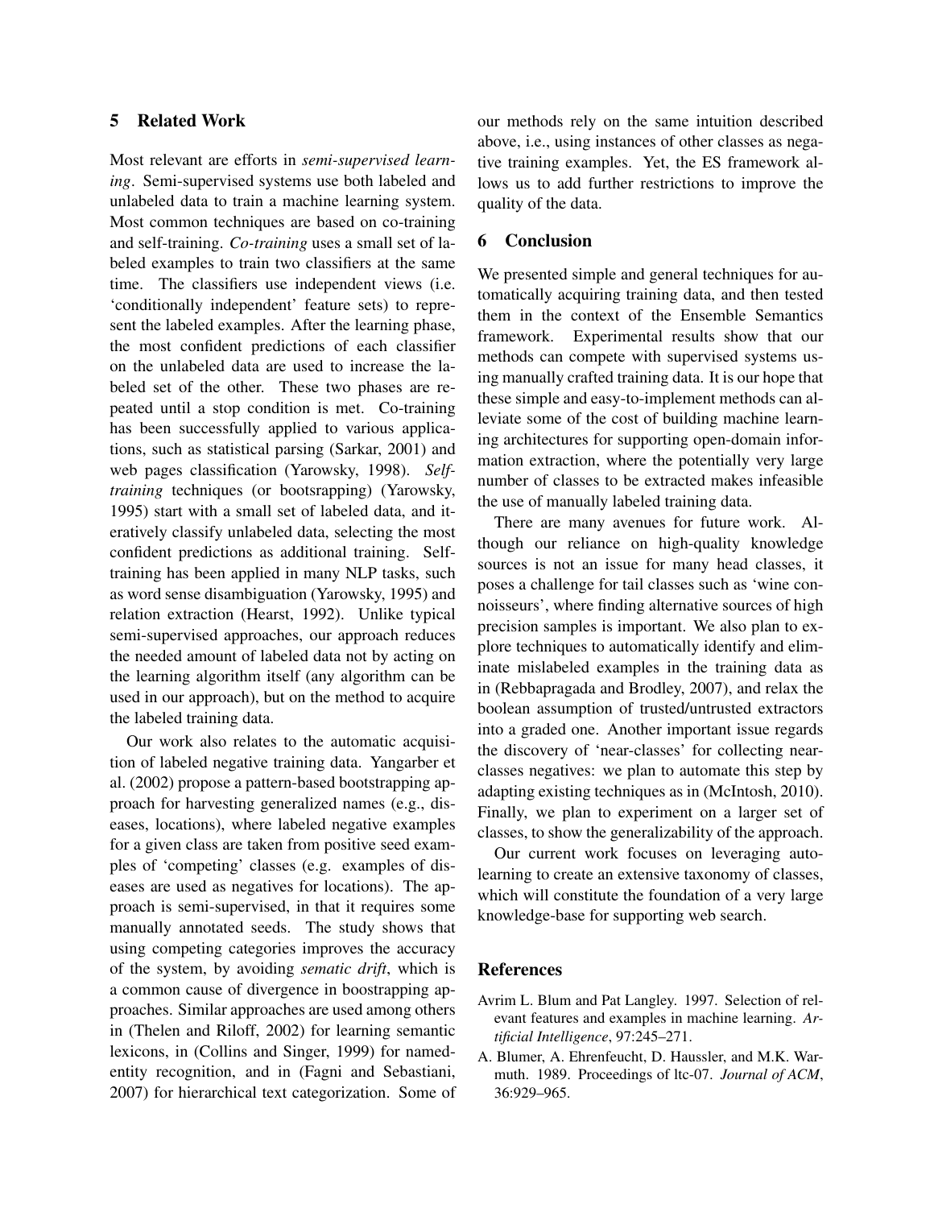## 5 Related Work

Most relevant are efforts in *semi-supervised learning*. Semi-supervised systems use both labeled and unlabeled data to train a machine learning system. Most common techniques are based on co-training and self-training. *Co-training* uses a small set of labeled examples to train two classifiers at the same time. The classifiers use independent views (i.e. 'conditionally independent' feature sets) to represent the labeled examples. After the learning phase, the most confident predictions of each classifier on the unlabeled data are used to increase the labeled set of the other. These two phases are repeated until a stop condition is met. Co-training has been successfully applied to various applications, such as statistical parsing (Sarkar, 2001) and web pages classification (Yarowsky, 1998). *Self-training* techniques (or bootsrapping) (Yarowsky, 1995) start with a small set of labeled data, and iteratively classify unlabeled data, selecting the most confident predictions as additional training. Self-training has been applied in many NLP tasks, such as word sense disambiguation (Yarowsky, 1995) and relation extraction (Hearst, 1992). Unlike typical semi-supervised approaches, our approach reduces the needed amount of labeled data not by acting on the learning algorithm itself (any algorithm can be used in our approach), but on the method to acquire the labeled training data.

Our work also relates to the automatic acquisition of labeled negative training data. Yangarber et al. (2002) propose a pattern-based bootstrapping approach for harvesting generalized names (e.g., diseases, locations), where labeled negative examples for a given class are taken from positive seed examples of 'competing' classes (e.g. examples of diseases are used as negatives for locations). The approach is semi-supervised, in that it requires some manually annotated seeds. The study shows that using competing categories improves the accuracy of the system, by avoiding *sematic drift*, which is a common cause of divergence in boostrapping approaches. Similar approaches are used among others in (Thelen and Riloff, 2002) for learning semantic lexicons, in (Collins and Singer, 1999) for named-entity recognition, and in (Fagni and Sebastiani, 2007) for hierarchical text categorization. Some of our methods rely on the same intuition described above, i.e., using instances of other classes as negative training examples. Yet, the ES framework allows us to add further restrictions to improve the quality of the data.

## 6 Conclusion

We presented simple and general techniques for automatically acquiring training data, and then tested them in the context of the Ensemble Semantics framework. Experimental results show that our methods can compete with supervised systems using manually crafted training data. It is our hope that these simple and easy-to-implement methods can alleviate some of the cost of building machine learning architectures for supporting open-domain information extraction, where the potentially very large number of classes to be extracted makes infeasible the use of manually labeled training data.

There are many avenues for future work. Although our reliance on high-quality knowledge sources is not an issue for many head classes, it poses a challenge for tail classes such as 'wine connoisseurs', where finding alternative sources of high precision samples is important. We also plan to explore techniques to automatically identify and eliminate mislabeled examples in the training data as in (Rebbapragada and Brodley, 2007), and relax the boolean assumption of trusted/untrusted extractors into a graded one. Another important issue regards the discovery of 'near-classes' for collecting near-classes negatives: we plan to automate this step by adapting existing techniques as in (McIntosh, 2010). Finally, we plan to experiment on a larger set of classes, to show the generalizability of the approach.

Our current work focuses on leveraging auto-learning to create an extensive taxonomy of classes, which will constitute the foundation of a very large knowledge-base for supporting web search.

## References

Avrim L. Blum and Pat Langley. 1997. Selection of relevant features and examples in machine learning. *Artificial Intelligence*, 97:245–271.

A. Blumer, A. Ehrenfeucht, D. Haussler, and M.K. Warmuth. 1989. Proceedings of ltc-07. *Journal of ACM*, 36:929–965.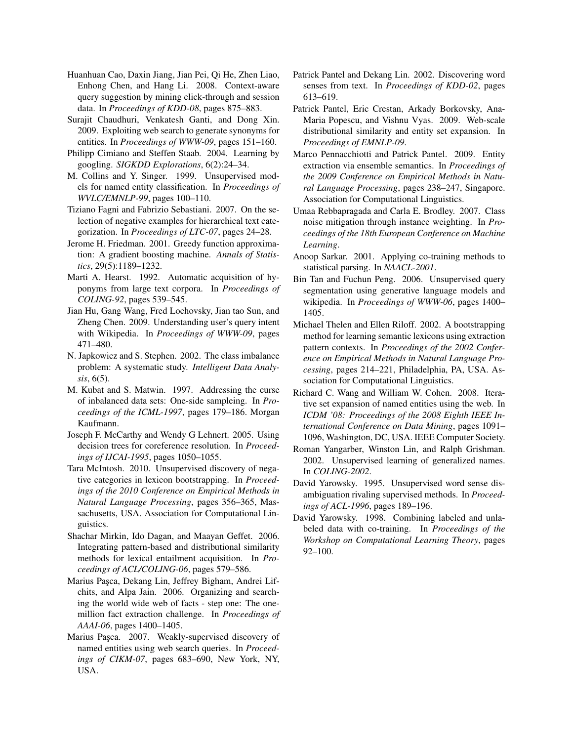Huanhuan Cao, Daxin Jiang, Jian Pei, Qi He, Zhen Liao, Enhong Chen, and Hang Li. 2008. Context-aware query suggestion by mining click-through and session data. In *Proceedings of KDD-08*, pages 875–883.

Surajit Chaudhuri, Venkatesh Ganti, and Dong Xin. 2009. Exploiting web search to generate synonyms for entities. In *Proceedings of WWW-09*, pages 151–160.

Philipp Cimiano and Steffen Staab. 2004. Learning by googling. *SIGKDD Explorations*, 6(2):24–34.

M. Collins and Y. Singer. 1999. Unsupervised models for named entity classification. In *Proceedings of WVLC/EMNLP-99*, pages 100–110.

Tiziano Fagni and Fabrizio Sebastiani. 2007. On the selection of negative examples for hierarchical text categorization. In *Proceedings of LTC-07*, pages 24–28.

Jerome H. Friedman. 2001. Greedy function approximation: A gradient boosting machine. *Annals of Statistics*, 29(5):1189–1232.

Marti A. Hearst. 1992. Automatic acquisition of hyponyms from large text corpora. In *Proceedings of COLING-92*, pages 539–545.

Jian Hu, Gang Wang, Fred Lochovsky, Jian tao Sun, and Zheng Chen. 2009. Understanding user's query intent with Wikipedia. In *Proceedings of WWW-09*, pages 471–480.

N. Japkowicz and S. Stephen. 2002. The class imbalance problem: A systematic study. *Intelligent Data Analysis*, 6(5).

M. Kubat and S. Matwin. 1997. Addressing the curse of inbalanced data sets: One-side sampleing. In *Proceedings of the ICML-1997*, pages 179–186. Morgan Kaufmann.

Joseph F. McCarthy and Wendy G Lehnert. 2005. Using decision trees for coreference resolution. In *Proceedings of IJCAI-1995*, pages 1050–1055.

Tara McIntosh. 2010. Unsupervised discovery of negative categories in lexicon bootstrapping. In *Proceedings of the 2010 Conference on Empirical Methods in Natural Language Processing*, pages 356–365, Massachusetts, USA. Association for Computational Linguistics.

Shachar Mirkin, Ido Dagan, and Maayan Geffet. 2006. Integrating pattern-based and distributional similarity methods for lexical entailment acquisition. In *Proceedings of ACL/COLING-06*, pages 579–586.

Marius Paşca, Dekang Lin, Jeffrey Bigham, Andrei Lifchits, and Alpa Jain. 2006. Organizing and searching the world wide web of facts - step one: The one-million fact extraction challenge. In *Proceedings of AAAI-06*, pages 1400–1405.

Marius Paşca. 2007. Weakly-supervised discovery of named entities using web search queries. In *Proceedings of CIKM-07*, pages 683–690, New York, NY, USA.

Patrick Pantel and Dekang Lin. 2002. Discovering word senses from text. In *Proceedings of KDD-02*, pages 613–619.

Patrick Pantel, Eric Crestan, Arkady Borkovsky, Ana-Maria Popescu, and Vishnu Vyas. 2009. Web-scale distributional similarity and entity set expansion. In *Proceedings of EMNLP-09*.

Marco Pennacchiotti and Patrick Pantel. 2009. Entity extraction via ensemble semantics. In *Proceedings of the 2009 Conference on Empirical Methods in Natural Language Processing*, pages 238–247, Singapore. Association for Computational Linguistics.

Umaa Rebbapragada and Carla E. Brodley. 2007. Class noise mitigation through instance weighting. In *Proceedings of the 18th European Conference on Machine Learning*.

Anoop Sarkar. 2001. Applying co-training methods to statistical parsing. In *NAACL-2001*.

Bin Tan and Fuchun Peng. 2006. Unsupervised query segmentation using generative language models and wikipedia. In *Proceedings of WWW-06*, pages 1400–1405.

Michael Thelen and Ellen Riloff. 2002. A bootstrapping method for learning semantic lexicons using extraction pattern contexts. In *Proceedings of the 2002 Conference on Empirical Methods in Natural Language Processing*, pages 214–221, Philadelphia, PA, USA. Association for Computational Linguistics.

Richard C. Wang and William W. Cohen. 2008. Iterative set expansion of named entities using the web. In *ICDM '08: Proceedings of the 2008 Eighth IEEE International Conference on Data Mining*, pages 1091–1096, Washington, DC, USA. IEEE Computer Society.

Roman Yangarber, Winston Lin, and Ralph Grishman. 2002. Unsupervised learning of generalized names. In *COLING-2002*.

David Yarowsky. 1995. Unsupervised word sense disambiguation rivaling supervised methods. In *Proceedings of ACL-1996*, pages 189–196.

David Yarowsky. 1998. Combining labeled and unlabeled data with co-training. In *Proceedings of the Workshop on Computational Learning Theory*, pages 92–100.